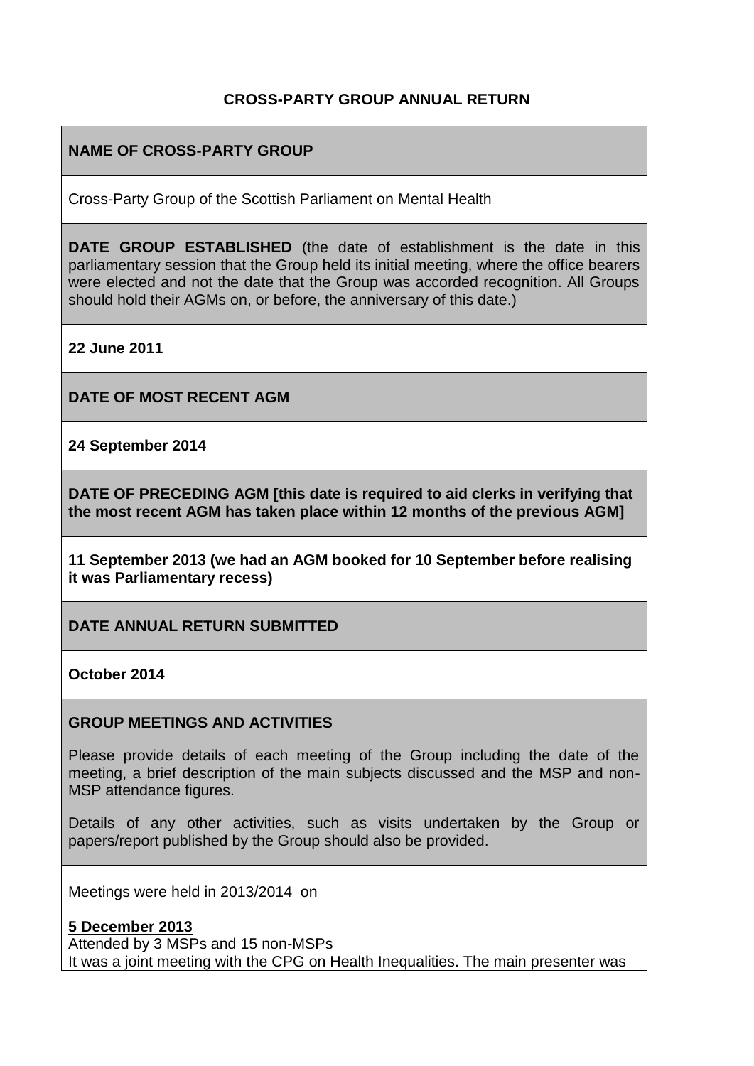**CROSS-PARTY GROUP ANNUAL RETURN**

**NAME OF CROSS-PARTY GROUP**

Cross-Party Group of the Scottish Parliament on Mental Health

**DATE GROUP ESTABLISHED** (the date of establishment is the date in this parliamentary session that the Group held its initial meeting, where the office bearers were elected and not the date that the Group was accorded recognition. All Groups should hold their AGMs on, or before, the anniversary of this date.)

**22 June 2011**

**DATE OF MOST RECENT AGM**

**24 September 2014**

**DATE OF PRECEDING AGM [this date is required to aid clerks in verifying that the most recent AGM has taken place within 12 months of the previous AGM]**

**11 September 2013 (we had an AGM booked for 10 September before realising it was Parliamentary recess)**

**DATE ANNUAL RETURN SUBMITTED**

**October 2014**

**GROUP MEETINGS AND ACTIVITIES**

Please provide details of each meeting of the Group including the date of the meeting, a brief description of the main subjects discussed and the MSP and non-MSP attendance figures.

Details of any other activities, such as visits undertaken by the Group or papers/report published by the Group should also be provided.

Meetings were held in 2013/2014 on

**5 December 2013**

Attended by 3 MSPs and 15 non-MSPs

It was a joint meeting with the CPG on Health Inequalities. The main presenter was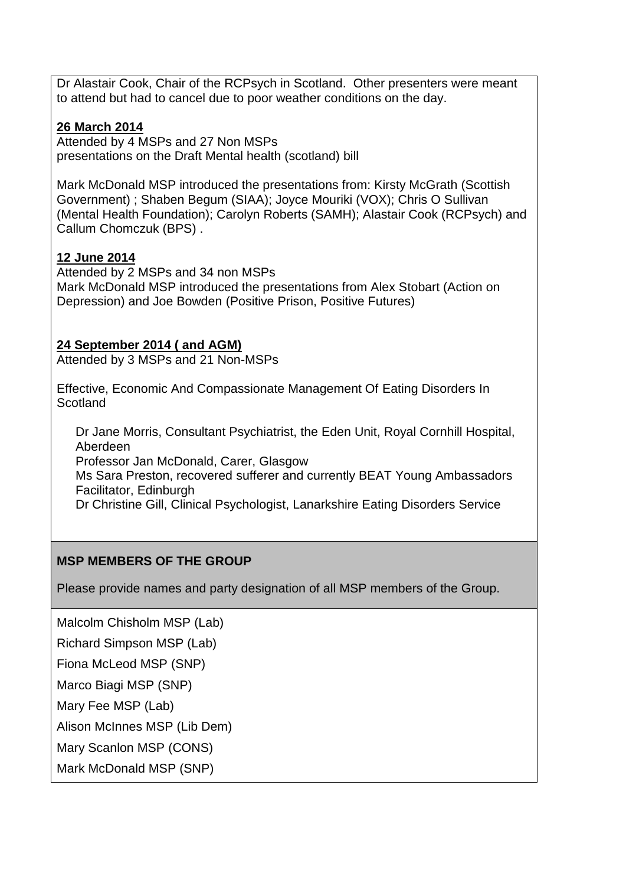Dr Alastair Cook, Chair of the RCPsych in Scotland. Other presenters were meant to attend but had to cancel due to poor weather conditions on the day.

**26 March 2014**
Attended by 4 MSPs and 27 Non MSPs
presentations on the Draft Mental health (scotland) bill

Mark McDonald MSP introduced the presentations from: Kirsty McGrath (Scottish Government) ; Shaben Begum (SIAA); Joyce Mouriki (VOX); Chris O Sullivan (Mental Health Foundation); Carolyn Roberts (SAMH); Alastair Cook (RCPsych) and Callum Chomczuk (BPS) .

**12 June 2014**
Attended by 2 MSPs and 34 non MSPs
Mark McDonald MSP introduced the presentations from Alex Stobart (Action on Depression) and Joe Bowden (Positive Prison, Positive Futures)

**24 September 2014 ( and AGM)**
Attended by 3 MSPs and 21 Non-MSPs

Effective, Economic And Compassionate Management Of Eating Disorders In Scotland

Dr Jane Morris, Consultant Psychiatrist, the Eden Unit, Royal Cornhill Hospital, Aberdeen
Professor Jan McDonald, Carer, Glasgow
Ms Sara Preston, recovered sufferer and currently BEAT Young Ambassadors Facilitator, Edinburgh
Dr Christine Gill, Clinical Psychologist, Lanarkshire Eating Disorders Service

**MSP MEMBERS OF THE GROUP**

Please provide names and party designation of all MSP members of the Group.

Malcolm Chisholm MSP (Lab)

Richard Simpson MSP (Lab)

Fiona McLeod MSP (SNP)

Marco Biagi MSP (SNP)

Mary Fee MSP (Lab)

Alison McInnes MSP (Lib Dem)

Mary Scanlon MSP (CONS)

Mark McDonald MSP (SNP)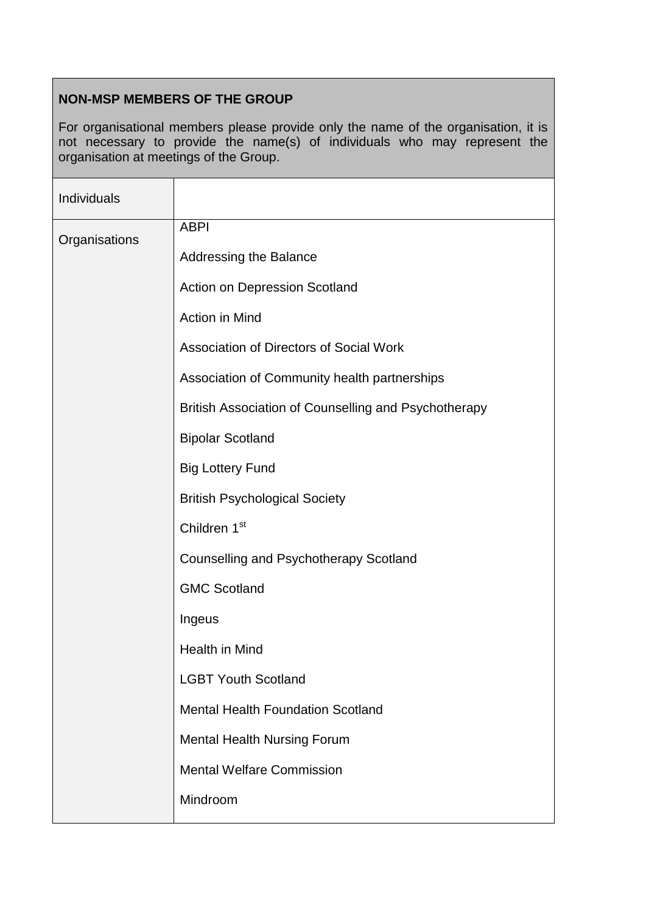| **NON-MSP MEMBERS OF THE GROUP**<br><br>For organisational members please provide only the name of the organisation, it is not necessary to provide the name(s) of individuals who may represent the organisation at meetings of the Group. | |
|---|---|
| Individuals | |
| Organisations | ABPI<br><br>Addressing the Balance<br><br>Action on Depression Scotland<br><br>Action in Mind<br><br>Association of Directors of Social Work<br><br>Association of Community health partnerships<br><br>British Association of Counselling and Psychotherapy<br><br>Bipolar Scotland<br><br>Big Lottery Fund<br><br>British Psychological Society<br><br>Children 1st<br><br>Counselling and Psychotherapy Scotland<br><br>GMC Scotland<br><br>Ingeus<br><br>Health in Mind<br><br>LGBT Youth Scotland<br><br>Mental Health Foundation Scotland<br><br>Mental Health Nursing Forum<br><br>Mental Welfare Commission<br><br>Mindroom |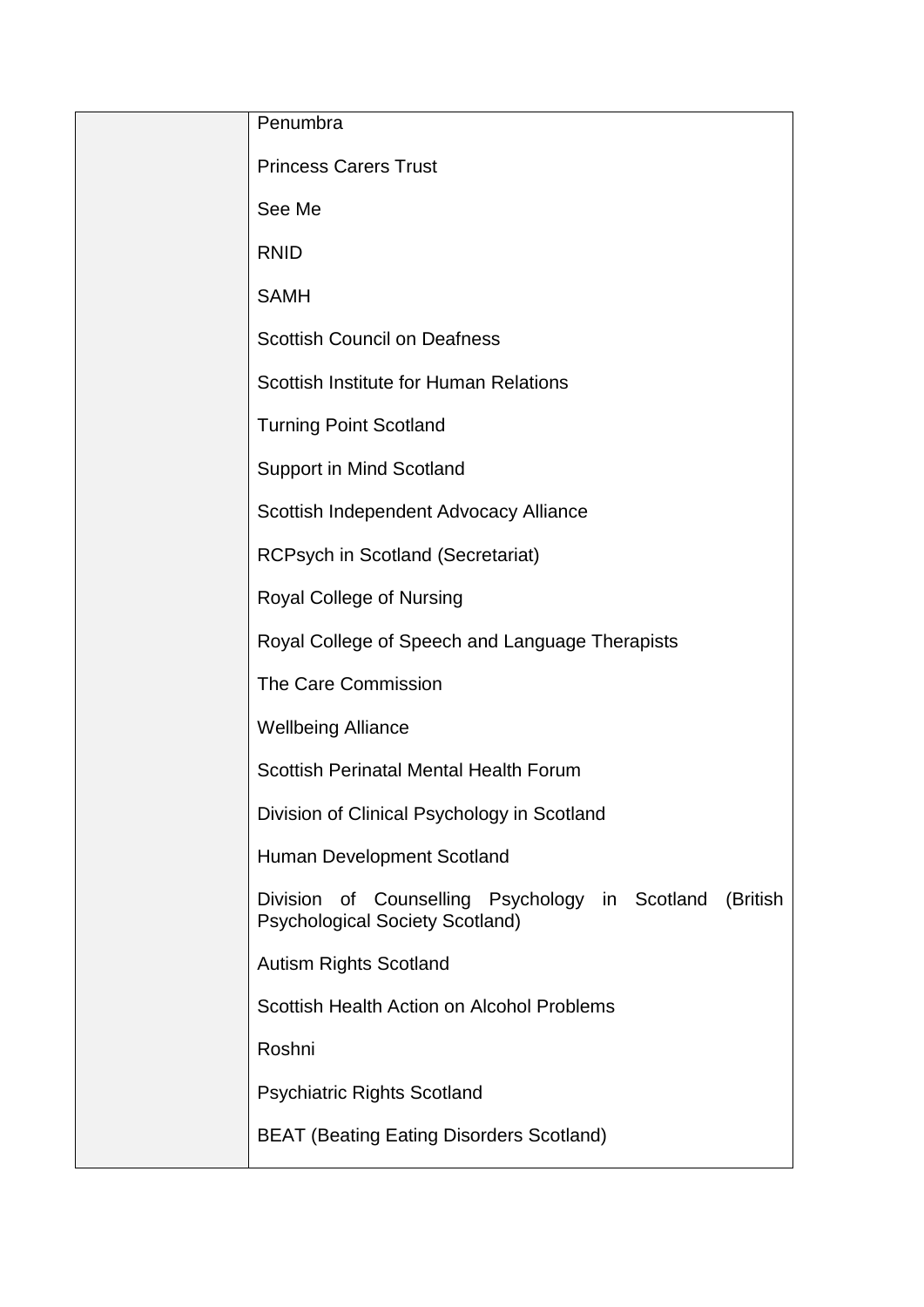|  |  |
| --- | --- |
|  | Penumbra<br><br>Princess Carers Trust<br><br>See Me<br><br>RNID<br><br>SAMH<br><br>Scottish Council on Deafness<br><br>Scottish Institute for Human Relations<br><br>Turning Point Scotland<br><br>Support in Mind Scotland<br><br>Scottish Independent Advocacy Alliance<br><br>RCPsych in Scotland (Secretariat)<br><br>Royal College of Nursing<br><br>Royal College of Speech and Language Therapists<br><br>The Care Commission<br><br>Wellbeing Alliance<br><br>Scottish Perinatal Mental Health Forum<br><br>Division of Clinical Psychology in Scotland<br><br>Human Development Scotland<br><br>Division of Counselling Psychology in Scotland (British Psychological Society Scotland)<br><br>Autism Rights Scotland<br><br>Scottish Health Action on Alcohol Problems<br><br>Roshni<br><br>Psychiatric Rights Scotland<br><br>BEAT (Beating Eating Disorders Scotland) |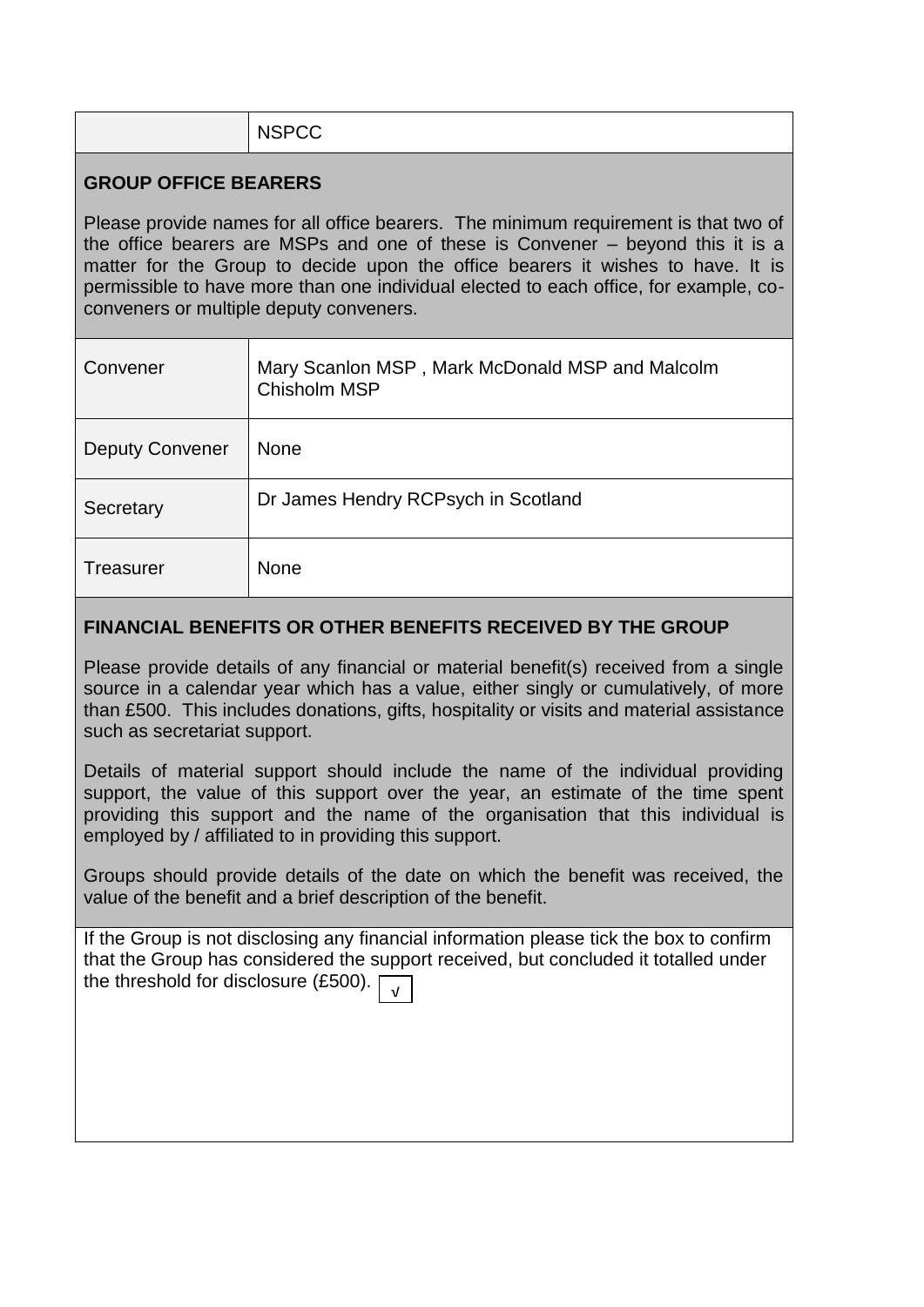| | NSPCC |
|---|---|

## GROUP OFFICE BEARERS

Please provide names for all office bearers. The minimum requirement is that two of the office bearers are MSPs and one of these is Convener – beyond this it is a matter for the Group to decide upon the office bearers it wishes to have. It is permissible to have more than one individual elected to each office, for example, co-conveners or multiple deputy conveners.

| | |
|---|---|
| Convener | Mary Scanlon MSP , Mark McDonald MSP and Malcolm Chisholm MSP |
| Deputy Convener | None |
| Secretary | Dr James Hendry RCPsych in Scotland |
| Treasurer | None |

## FINANCIAL BENEFITS OR OTHER BENEFITS RECEIVED BY THE GROUP

Please provide details of any financial or material benefit(s) received from a single source in a calendar year which has a value, either singly or cumulatively, of more than £500. This includes donations, gifts, hospitality or visits and material assistance such as secretariat support.

Details of material support should include the name of the individual providing support, the value of this support over the year, an estimate of the time spent providing this support and the name of the organisation that this individual is employed by / affiliated to in providing this support.

Groups should provide details of the date on which the benefit was received, the value of the benefit and a brief description of the benefit.

If the Group is not disclosing any financial information please tick the box to confirm that the Group has considered the support received, but concluded it totalled under the threshold for disclosure (£500). √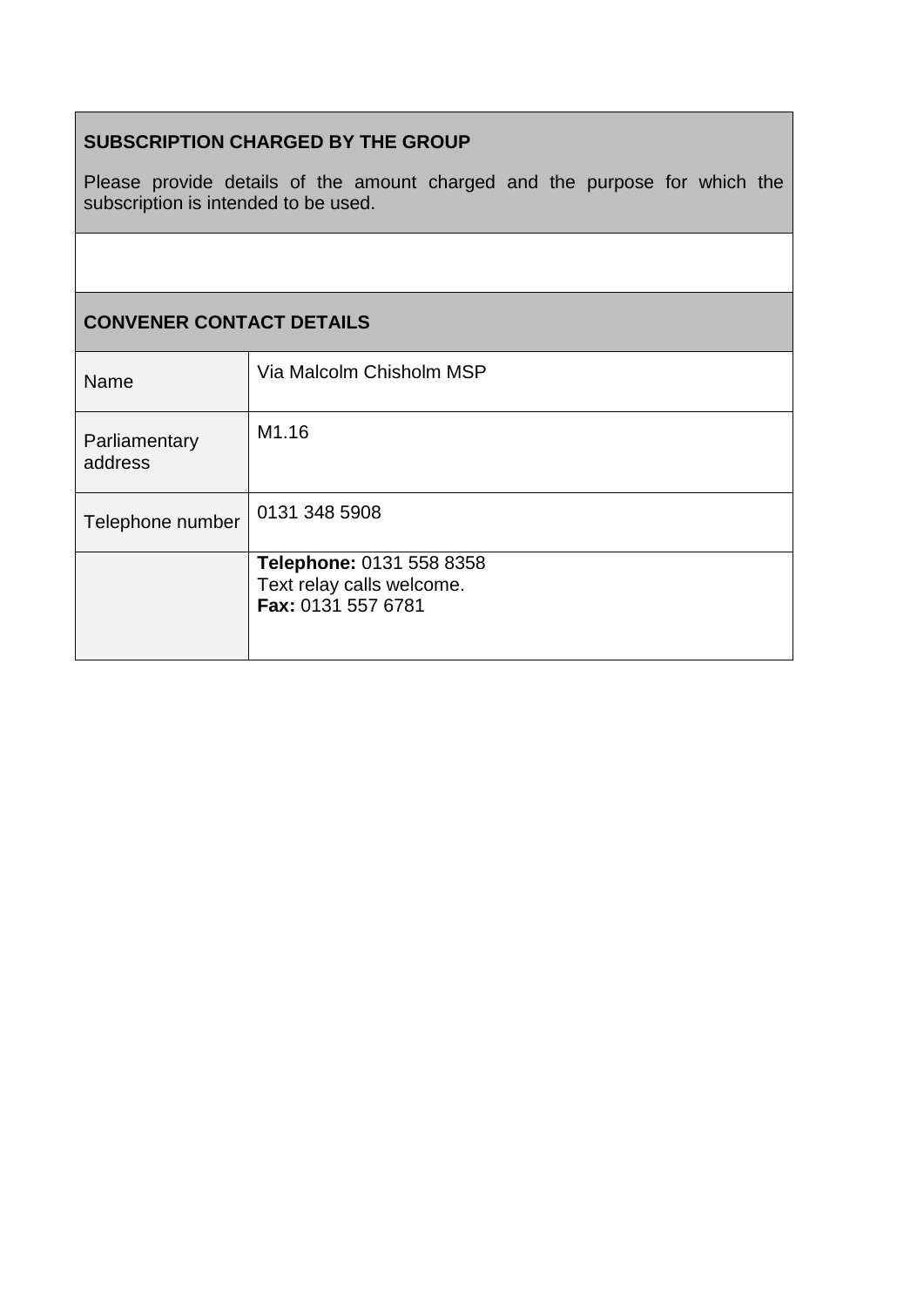| SUBSCRIPTION CHARGED BY THE GROUP |
|---|
| Please provide details of the amount charged and the purpose for which the subscription is intended to be used. |
| |

| CONVENER CONTACT DETAILS | |
|---|---|
| Name | Via Malcolm Chisholm MSP |
| Parliamentary address | M1.16 |
| Telephone number | 0131 348 5908 |
| | **Telephone:** 0131 558 8358<br>Text relay calls welcome.<br>**Fax:** 0131 557 6781 |